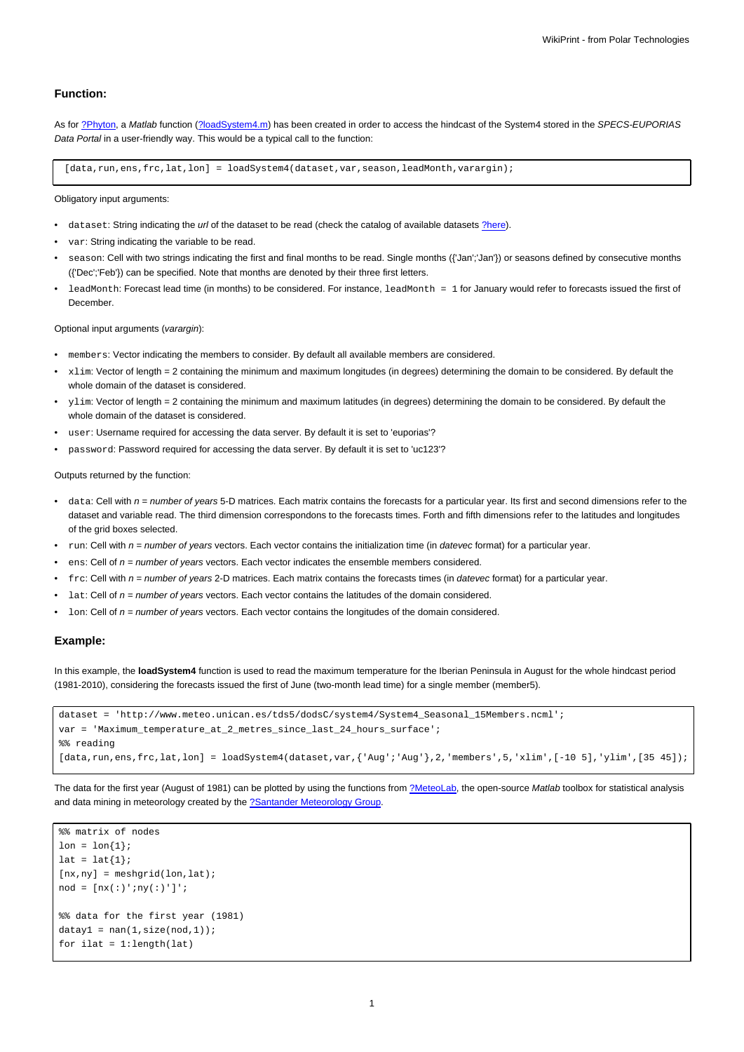## Function:

As for ?Phyton, a *Matlab* function (?loadSystem4.m) has been created in order to access the hindcast of the System4 stored in the *SPECS-EUPORIAS Data Portal* in a user-friendly way. This would be a typical call to the function:

```
[data,run,ens,frc,lat,lon] = loadSystem4(dataset,var,season,leadMonth,varargin);
```

Obligatory input arguments:

- `dataset`: String indicating the *url* of the dataset to be read (check the catalog of available datasets ?here).
- `var`: String indicating the variable to be read.
- `season`: Cell with two strings indicating the first and final months to be read. Single months ({'Jan';'Jan'}) or seasons defined by consecutive months ({'Dec';'Feb'}) can be specified. Note that months are denoted by their three first letters.
- `leadMonth`: Forecast lead time (in months) to be considered. For instance, `leadMonth = 1` for January would refer to forecasts issued the first of December.

Optional input arguments (*varargin*):

- `members`: Vector indicating the members to consider. By default all available members are considered.
- `xlim`: Vector of length = 2 containing the minimum and maximum longitudes (in degrees) determining the domain to be considered. By default the whole domain of the dataset is considered.
- `ylim`: Vector of length = 2 containing the minimum and maximum latitudes (in degrees) determining the domain to be considered. By default the whole domain of the dataset is considered.
- `user`: Username required for accessing the data server. By default it is set to 'euporias'?
- `password`: Password required for accessing the data server. By default it is set to 'uc123'?

Outputs returned by the function:

- `data`: Cell with *n = number of years* 5-D matrices. Each matrix contains the forecasts for a particular year. Its first and second dimensions refer to the dataset and variable read. The third dimension correspondons to the forecasts times. Forth and fifth dimensions refer to the latitudes and longitudes of the grid boxes selected.
- `run`: Cell with *n = number of years* vectors. Each vector contains the initialization time (in *datevec* format) for a particular year.
- `ens`: Cell of *n = number of years* vectors. Each vector indicates the ensemble members considered.
- `frc`: Cell with *n = number of years* 2-D matrices. Each matrix contains the forecasts times (in *datevec* format) for a particular year.
- `lat`: Cell of *n = number of years* vectors. Each vector contains the latitudes of the domain considered.
- `lon`: Cell of *n = number of years* vectors. Each vector contains the longitudes of the domain considered.

## Example:

In this example, the **loadSystem4** function is used to read the maximum temperature for the Iberian Peninsula in August for the whole hindcast period (1981-2010), considering the forecasts issued the first of June (two-month lead time) for a single member (member5).

```
dataset = 'http://www.meteo.unican.es/tds5/dodsC/system4/System4_Seasonal_15Members.ncml';
var = 'Maximum_temperature_at_2_metres_since_last_24_hours_surface';
%% reading
[data,run,ens,frc,lat,lon] = loadSystem4(dataset,var,{'Aug';'Aug'},2,'members',5,'xlim',[-10 5],'ylim',[35 45]);
```

The data for the first year (August of 1981) can be plotted by using the functions from ?MeteoLab, the open-source *Matlab* toolbox for statistical analysis and data mining in meteorology created by the ?Santander Meteorology Group.

```
%% matrix of nodes
lon = lon{1};
lat = lat{1};
[nx,ny] = meshgrid(lon,lat);
nod = [nx(:)';ny(:)']';

%% data for the first year (1981)
datay1 = nan(1,size(nod,1));
for ilat = 1:length(lat)
```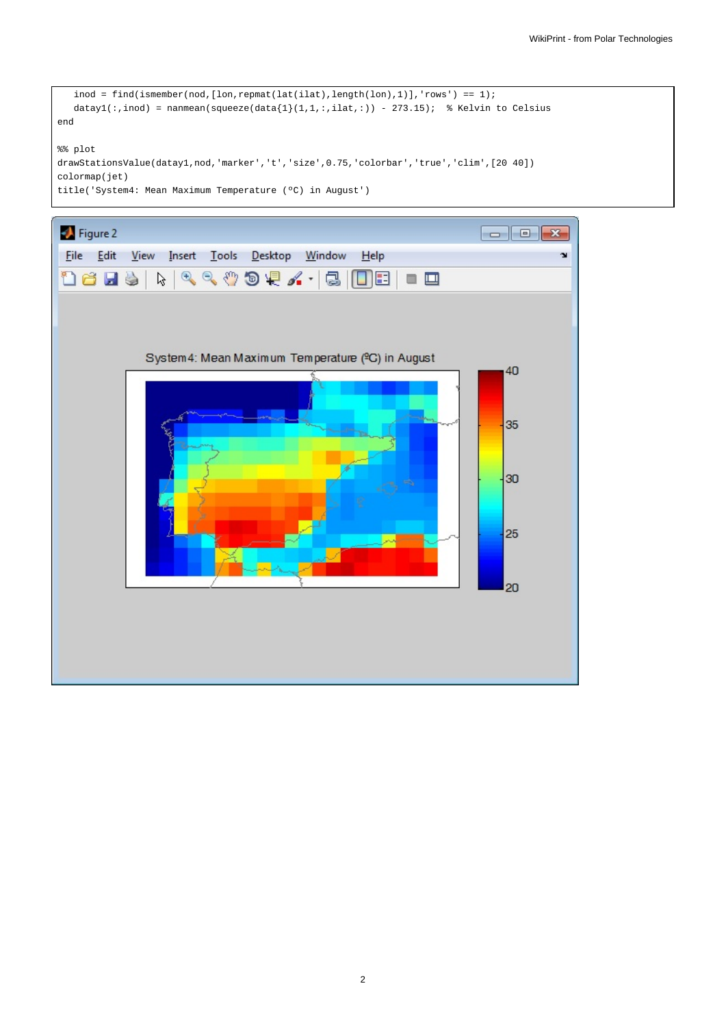```
   inod = find(ismember(nod,[lon,repmat(lat(ilat),length(lon),1)],'rows') == 1);
   datay1(:,inod) = nanmean(squeeze(data{1}(1,1,:,ilat,:)) - 273.15);  % Kelvin to Celsius
end

%% plot
drawStationsValue(datay1,nod,'marker','t','size',0.75,'colorbar','true','clim',[20 40])
colormap(jet)
title('System4: Mean Maximum Temperature (ºC) in August')
```

Figure 2

File Edit View Insert Tools Desktop Window Help

System4: Mean Maximum Temperature (ºC) in August

40
35
30
25
20